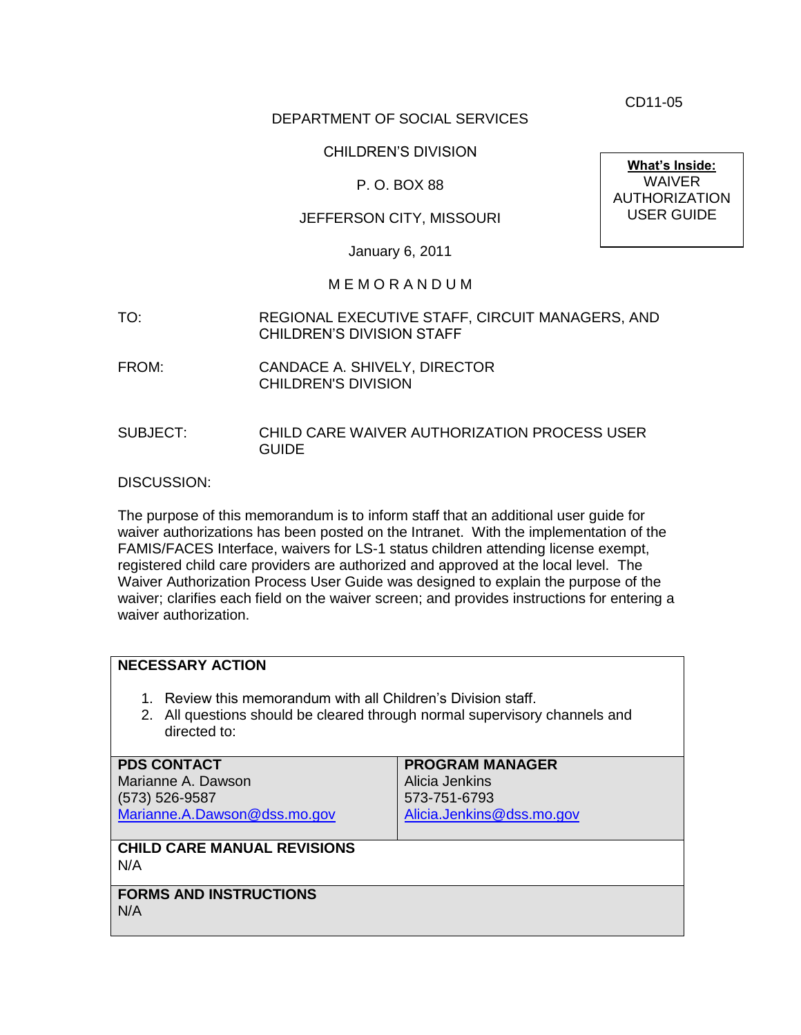CD11-05

DEPARTMENT OF SOCIAL SERVICES

CHILDREN'S DIVISION

P. O. BOX 88

JEFFERSON CITY, MISSOURI

January 6, 2011

**What's Inside:**
WAIVER AUTHORIZATION USER GUIDE

M E M O R A N D U M

TO: REGIONAL EXECUTIVE STAFF, CIRCUIT MANAGERS, AND CHILDREN'S DIVISION STAFF

FROM: CANDACE A. SHIVELY, DIRECTOR
CHILDREN'S DIVISION

SUBJECT: CHILD CARE WAIVER AUTHORIZATION PROCESS USER GUIDE

DISCUSSION:

The purpose of this memorandum is to inform staff that an additional user guide for waiver authorizations has been posted on the Intranet. With the implementation of the FAMIS/FACES Interface, waivers for LS-1 status children attending license exempt, registered child care providers are authorized and approved at the local level. The Waiver Authorization Process User Guide was designed to explain the purpose of the waiver; clarifies each field on the waiver screen; and provides instructions for entering a waiver authorization.

**NECESSARY ACTION**

1. Review this memorandum with all Children's Division staff.
2. All questions should be cleared through normal supervisory channels and directed to:

| **PDS CONTACT** | **PROGRAM MANAGER** |
|---|---|
| Marianne A. Dawson<br>(573) 526-9587<br>Marianne.A.Dawson@dss.mo.gov | Alicia Jenkins<br>573-751-6793<br>Alicia.Jenkins@dss.mo.gov |

**CHILD CARE MANUAL REVISIONS**
N/A

**FORMS AND INSTRUCTIONS**
N/A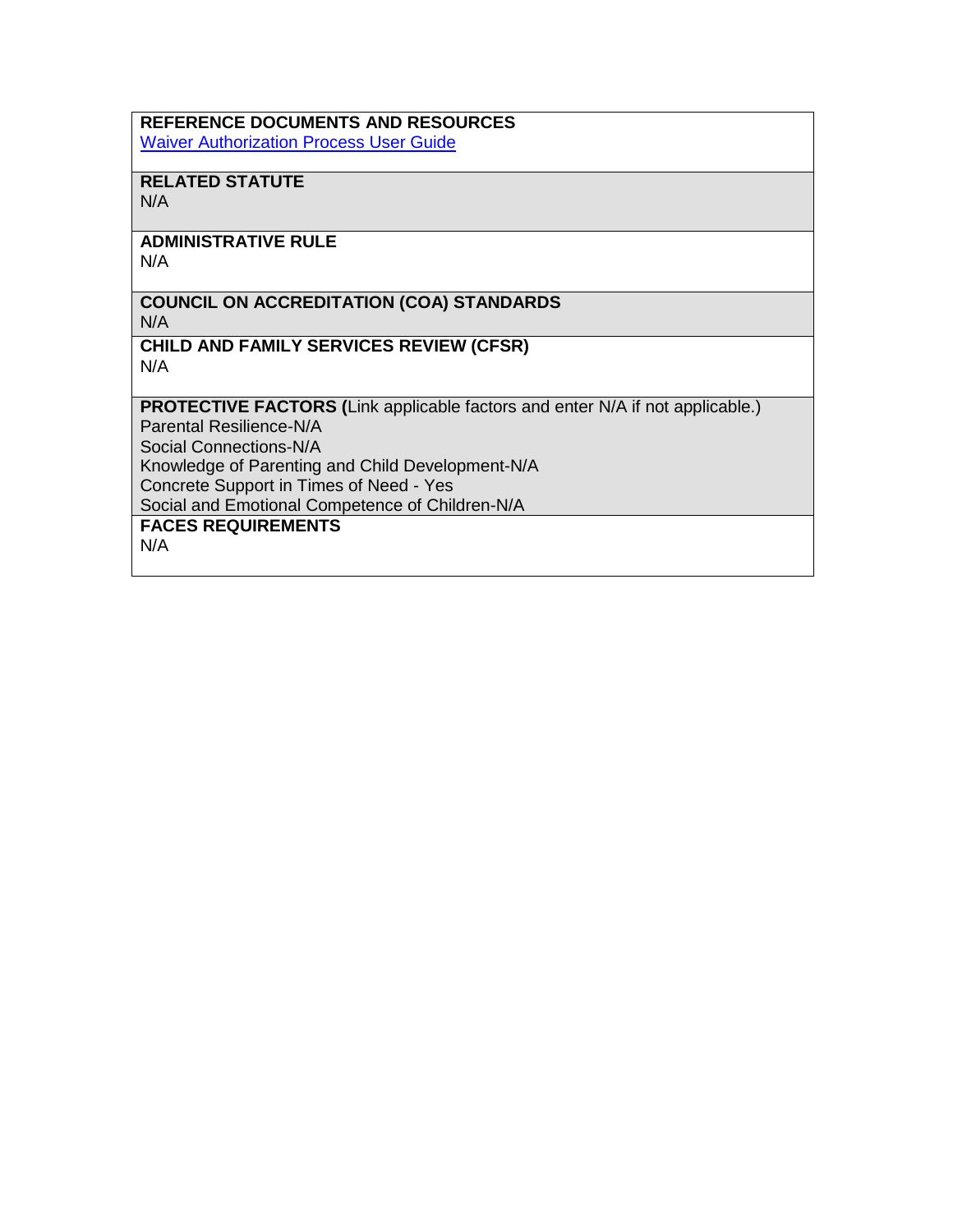**REFERENCE DOCUMENTS AND RESOURCES**
Waiver Authorization Process User Guide

**RELATED STATUTE**
N/A

**ADMINISTRATIVE RULE**
N/A

**COUNCIL ON ACCREDITATION (COA) STANDARDS**
N/A

**CHILD AND FAMILY SERVICES REVIEW (CFSR)**
N/A

**PROTECTIVE FACTORS (**Link applicable factors and enter N/A if not applicable.)
Parental Resilience-N/A
Social Connections-N/A
Knowledge of Parenting and Child Development-N/A
Concrete Support in Times of Need - Yes
Social and Emotional Competence of Children-N/A

**FACES REQUIREMENTS**
N/A